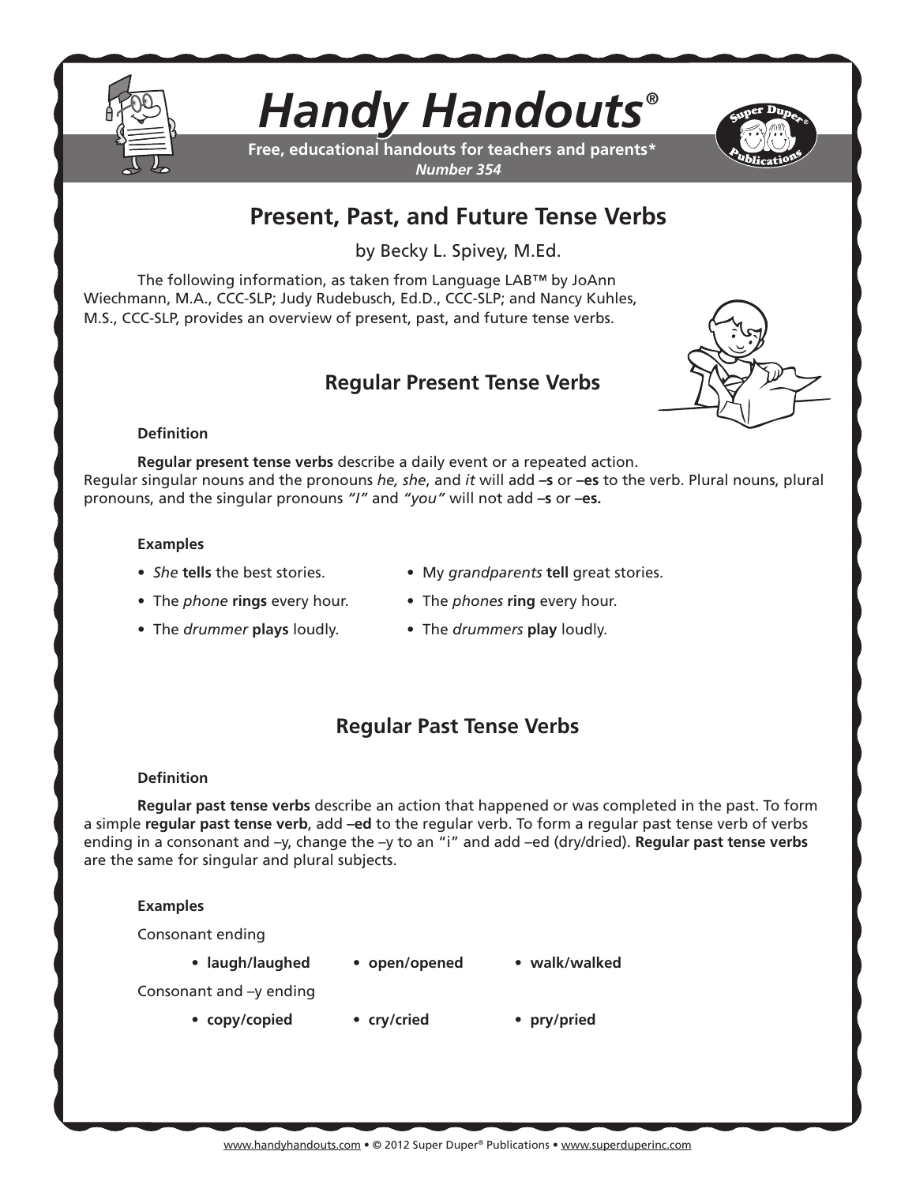# Handy Handouts®

**Free, educational handouts for teachers and parents***
*Number 354*

## Present, Past, and Future Tense Verbs

by Becky L. Spivey, M.Ed.

The following information, as taken from Language LAB™ by JoAnn Wiechmann, M.A., CCC-SLP; Judy Rudebusch, Ed.D., CCC-SLP; and Nancy Kuhles, M.S., CCC-SLP, provides an overview of present, past, and future tense verbs.

### Regular Present Tense Verbs

**Definition**

**Regular present tense verbs** describe a daily event or a repeated action. Regular singular nouns and the pronouns *he, she*, and *it* will add **–s** or **–es** to the verb. Plural nouns, plural pronouns, and the singular pronouns *"I"* and *"you"* will not add **–s** or **–es.**

**Examples**

- *She* **tells** the best stories.
- The *phone* **rings** every hour.
- The *drummer* **plays** loudly.
- My *grandparents* **tell** great stories.
- The *phones* **ring** every hour.
- The *drummers* **play** loudly.

### Regular Past Tense Verbs

**Definition**

**Regular past tense verbs** describe an action that happened or was completed in the past. To form a simple **regular past tense verb**, add **–ed** to the regular verb. To form a regular past tense verb of verbs ending in a consonant and –y, change the –y to an "i" and add –ed (dry/dried). **Regular past tense verbs** are the same for singular and plural subjects.

**Examples**

Consonant ending

- **laugh/laughed**
- **open/opened**
- **walk/walked**

Consonant and –y ending

- **copy/copied**
- **cry/cried**
- **pry/pried**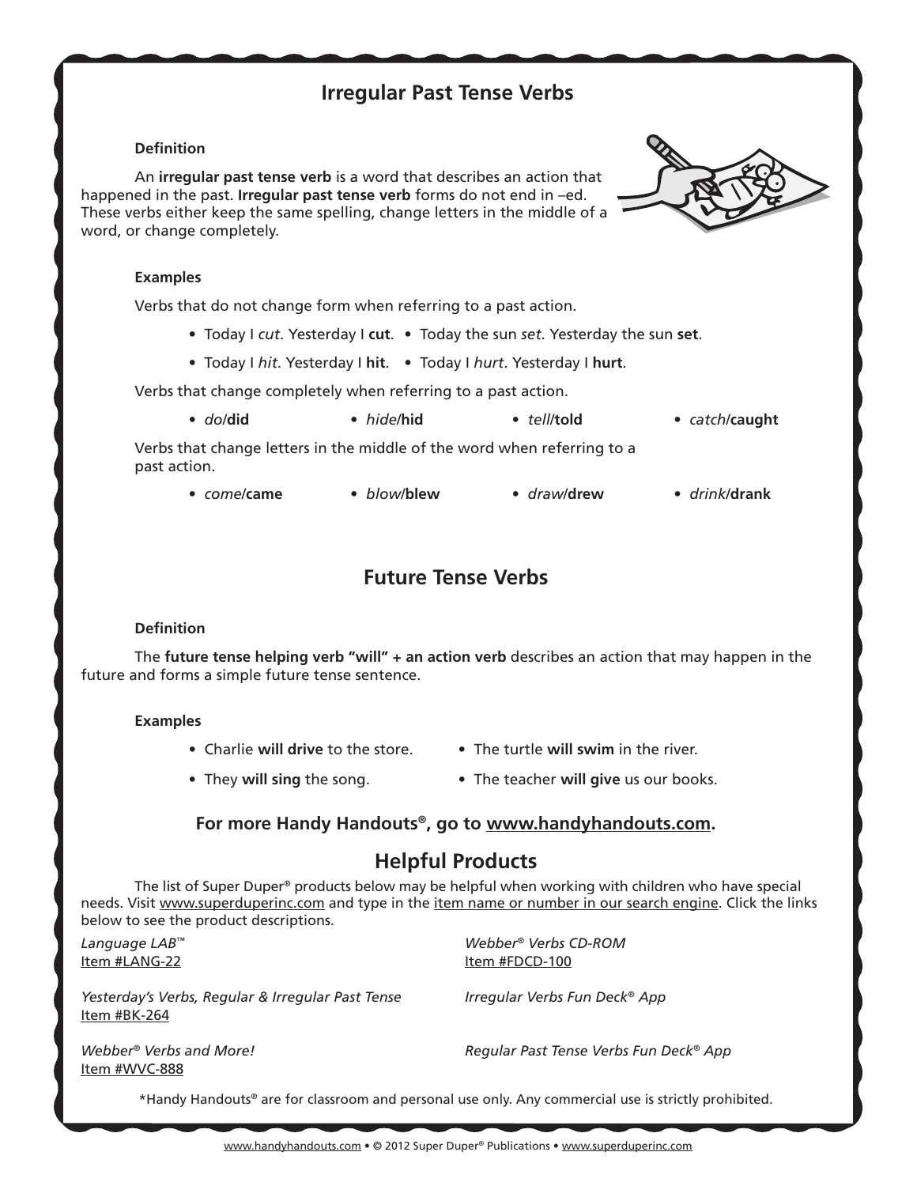## Irregular Past Tense Verbs

**Definition**

An **irregular past tense verb** is a word that describes an action that happened in the past. **Irregular past tense verb** forms do not end in –ed. These verbs either keep the same spelling, change letters in the middle of a word, or change completely.

**Examples**

Verbs that do not change form when referring to a past action.

- Today I *cut*. Yesterday I **cut**.
- Today the sun *set*. Yesterday the sun **set**.
- Today I *hit*. Yesterday I **hit**.
- Today I *hurt*. Yesterday I **hurt**.

Verbs that change completely when referring to a past action.

- *do*/**did**
- *hide*/**hid**
- *tell*/**told**
- *catch*/**caught**

Verbs that change letters in the middle of the word when referring to a past action.

- *come*/**came**
- *blow*/**blew**
- *draw*/**drew**
- *drink*/**drank**

## Future Tense Verbs

**Definition**

The **future tense helping verb "will" + an action verb** describes an action that may happen in the future and forms a simple future tense sentence.

**Examples**

- Charlie **will drive** to the store.
- The turtle **will swim** in the river.
- They **will sing** the song.
- The teacher **will give** us our books.

**For more Handy Handouts®, go to www.handyhandouts.com.**

## Helpful Products

The list of Super Duper® products below may be helpful when working with children who have special needs. Visit www.superduperinc.com and type in the item name or number in our search engine. Click the links below to see the product descriptions.

*Language LAB™*
Item #LANG-22

*Yesterday's Verbs, Regular & Irregular Past Tense*
Item #BK-264

*Webber® Verbs and More!*
Item #WVC-888

*Webber® Verbs CD-ROM*
Item #FDCD-100

*Irregular Verbs Fun Deck® App*

*Regular Past Tense Verbs Fun Deck® App*

*Handy Handouts® are for classroom and personal use only. Any commercial use is strictly prohibited.